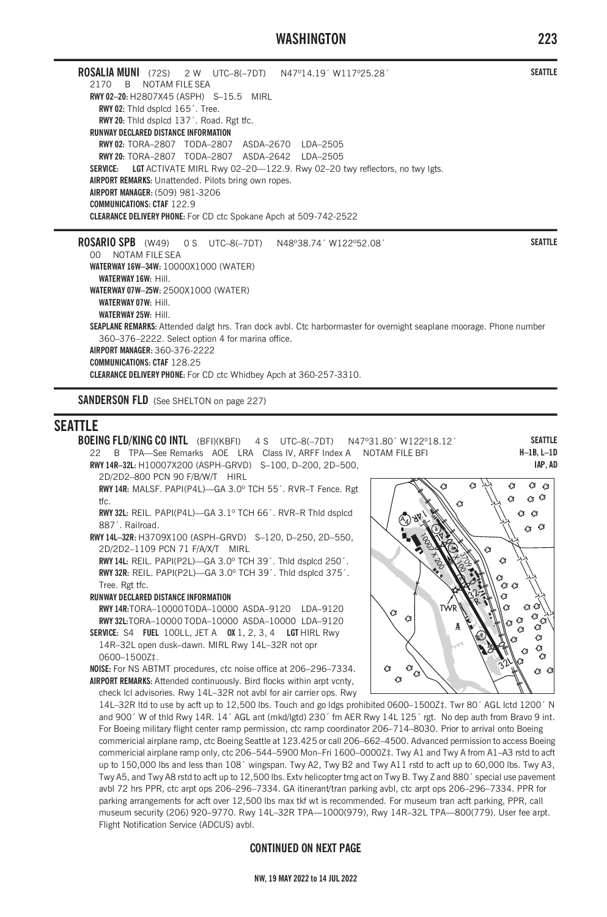## ROSALIA MUNI (72S) 2 W UTC–8(–7DT) N47°14.19´ W117°25.28´

SEATTLE

2170 B NOTAM FILE SEA

**RWY 02–20:** H2807X45 (ASPH) S–15.5 MIRL

**RWY 02:** Thld dsplcd 165´. Tree.

**RWY 20:** Thld dsplcd 137´. Road. Rgt tfc.

**RUNWAY DECLARED DISTANCE INFORMATION**

**RWY 02:** TORA–2807 TODA–2807 ASDA–2670 LDA–2505

**RWY 20:** TORA–2807 TODA–2807 ASDA–2642 LDA–2505

**SERVICE:** **LGT** ACTIVATE MIRL Rwy 02–20—122.9. Rwy 02–20 twy reflectors, no twy lgts.

**AIRPORT REMARKS:** Unattended. Pilots bring own ropes.

**AIRPORT MANAGER:** (509) 981-3206

**COMMUNICATIONS: CTAF** 122.9

**CLEARANCE DELIVERY PHONE:** For CD ctc Spokane Apch at 509-742-2522

## ROSARIO SPB (W49) 0 S UTC–8(–7DT) N48°38.74´ W122°52.08´

SEATTLE

00 NOTAM FILE SEA

**WATERWAY 16W–34W:** 10000X1000 (WATER)

**WATERWAY 16W:** Hill.

**WATERWAY 07W–25W:** 2500X1000 (WATER)

**WATERWAY 07W:** Hill.

**WATERWAY 25W:** Hill.

**SEAPLANE REMARKS:** Attended dalgt hrs. Tran dock avbl. Ctc harbormaster for overnight seaplane moorage. Phone number 360–376–2222. Select option 4 for marina office.

**AIRPORT MANAGER:** 360-376-2222

**COMMUNICATIONS: CTAF** 128.25

**CLEARANCE DELIVERY PHONE:** For CD ctc Whidbey Apch at 360-257-3310.

**SANDERSON FLD** (See SHELTON on page 227)

# SEATTLE

## BOEING FLD/KING CO INTL (BFI)(KBFI) 4 S UTC–8(–7DT) N47°31.80´ W122°18.12´

SEATTLE
H–1B, L–1D
IAP, AD

22 B TPA—See Remarks AOE LRA Class IV, ARFF Index A NOTAM FILE BFI

**RWY 14R–32L:** H10007X200 (ASPH–GRVD) S–100, D–200, 2D–500, 2D/2D2–800 PCN 90 F/B/W/T HIRL

**RWY 14R:** MALSF. PAPI(P4L)—GA 3.0º TCH 55´. RVR–T Fence. Rgt tfc.

**RWY 32L:** REIL. PAPI(P4L)—GA 3.1º TCH 66´. RVR–R Thld dsplcd 887´. Railroad.

**RWY 14L–32R:** H3709X100 (ASPH–GRVD) S–120, D–250, 2D–550, 2D/2D2–1109 PCN 71 F/A/X/T MIRL

**RWY 14L:** REIL. PAPI(P2L)—GA 3.0º TCH 39´. Thld dsplcd 250´.

**RWY 32R:** REIL. PAPI(P2L)—GA 3.0º TCH 39´. Thld dsplcd 375´. Tree. Rgt tfc.

**RUNWAY DECLARED DISTANCE INFORMATION**

**RWY 14R:** TORA–10000 TODA–10000 ASDA–9120 LDA–9120

**RWY 32L:** TORA–10000 TODA–10000 ASDA–10000 LDA–9120

**SERVICE:** S4 **FUEL** 100LL, JET A **OX** 1, 2, 3, 4 **LGT** HIRL Rwy 14R–32L open dusk–dawn. MIRL Rwy 14L–32R not opr 0600–1500Z‡.

**NOISE:** For NS ABTMT procedures, ctc noise office at 206–296–7334.

**AIRPORT REMARKS:** Attended continuously. Bird flocks within arpt vcnty, check lcl advisories. Rwy 14L–32R not avbl for air carrier ops. Rwy 14L–32R ltd to use by acft up to 12,500 lbs. Touch and go ldgs prohibited 0600–1500Z‡. Twr 80´ AGL lctd 1200´ N and 900´ W of thld Rwy 14R. 14´ AGL ant (mkd/lgtd) 230´ fm AER Rwy 14L 125´ rgt. No dep auth from Bravo 9 int. For Boeing military flight center ramp permission, ctc ramp coordinator 206–714–8030. Prior to arrival onto Boeing commercial airplane ramp, ctc Boeing Seattle at 123.425 or call 206–662–4500. Advanced permission to access Boeing commercial airplane ramp only, ctc 206–544–5900 Mon–Fri 1600–0000Z‡. Twy A1 and Twy A from A1–A3 rstd to acft up to 150,000 lbs and less than 108´ wingspan. Twy A2, Twy B2 and Twy A11 rstd to acft up to 60,000 lbs. Twy A3, Twy A5, and Twy A8 rstd to acft up to 12,500 lbs. Extv helicopter trng act on Twy B. Twy Z and 880´ special use pavement avbl 72 hrs PPR, ctc arpt ops 206–296–7334. GA itinerant/tran parking avbl, ctc arpt ops 206–296–7334. PPR for parking arrangements for acft over 12,500 lbs max tkf wt is recommended. For museum tran acft parking, PPR, call museum security (206) 920–9770. Rwy 14L–32R TPA—1000(979), Rwy 14R–32L TPA—800(779). User fee arpt. Flight Notification Service (ADCUS) avbl.

**CONTINUED ON NEXT PAGE**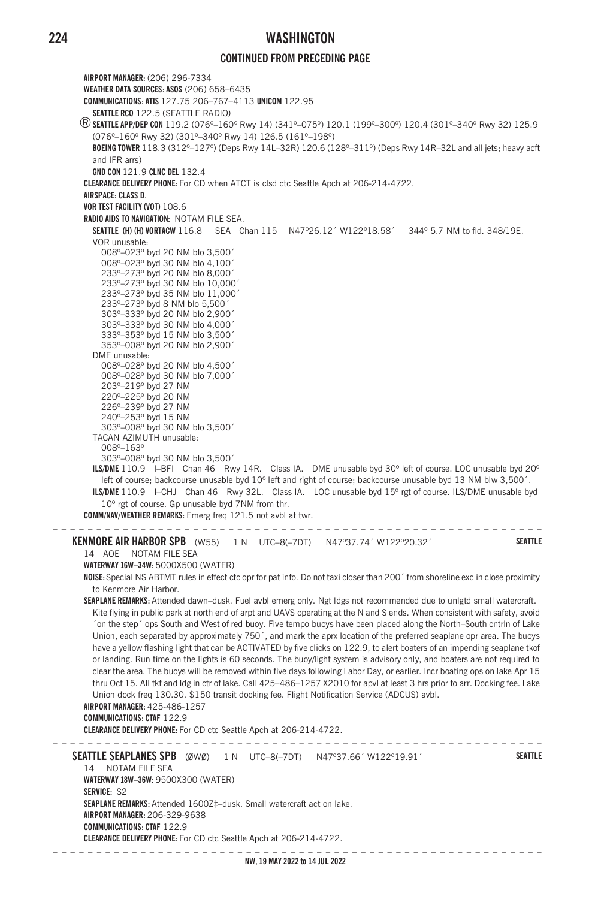## CONTINUED FROM PRECEDING PAGE

**AIRPORT MANAGER:** (206) 296-7334

**WEATHER DATA SOURCES: ASOS** (206) 658–6435

**COMMUNICATIONS: ATIS** 127.75 206–767–4113 **UNICOM** 122.95

**SEATTLE RCO** 122.5 (SEATTLE RADIO)

® **SEATTLE APP/DEP CON** 119.2 (076°–160° Rwy 14) (341°–075°) 120.1 (199°–300°) 120.4 (301°–340° Rwy 32) 125.9 (076°–160° Rwy 32) (301°–340° Rwy 14) 126.5 (161°–198°)

**BOEING TOWER** 118.3 (312°–127°) (Deps Rwy 14L–32R) 120.6 (128°–311°) (Deps Rwy 14R–32L and all jets; heavy acft and IFR arrs)

**GND CON** 121.9 **CLNC DEL** 132.4

**CLEARANCE DELIVERY PHONE:** For CD when ATCT is clsd ctc Seattle Apch at 206-214-4722.

**AIRSPACE: CLASS D.**

**VOR TEST FACILITY (VOT)** 108.6

**RADIO AIDS TO NAVIGATION:** NOTAM FILE SEA.

**SEATTLE (H) (H) VORTACW** 116.8 SEA Chan 115 N47°26.12´ W122°18.58´ 344° 5.7 NM to fld. 348/19E.

VOR unusable:
- 008°–023° byd 20 NM blo 3,500´
- 008°–023° byd 30 NM blo 4,100´
- 233°–273° byd 20 NM blo 8,000´
- 233°–273° byd 30 NM blo 10,000´
- 233°–273° byd 35 NM blo 11,000´
- 233°–273° byd 8 NM blo 5,500´
- 303°–333° byd 20 NM blo 2,900´
- 303°–333° byd 30 NM blo 4,000´
- 333°–353° byd 15 NM blo 3,500´
- 353°–008° byd 20 NM blo 2,900´

DME unusable:
- 008°–028° byd 20 NM blo 4,500´
- 008°–028° byd 30 NM blo 7,000´
- 203°–219° byd 27 NM
- 220°–225° byd 20 NM
- 226°–239° byd 27 NM
- 240°–253° byd 15 NM
- 303°–008° byd 30 NM blo 3,500´

TACAN AZIMUTH unusable:
- 008°–163°
- 303°–008° byd 30 NM blo 3,500´

**ILS/DME** 110.9 I–BFI Chan 46 Rwy 14R. Class IA. DME unusable byd 30° left of course. LOC unusable byd 20° left of course; backcourse unusable byd 10° left and right of course; backcourse unusable byd 13 NM blw 3,500´.

**ILS/DME** 110.9 I–CHJ Chan 46 Rwy 32L. Class IA. LOC unusable byd 15° rgt of course. ILS/DME unusable byd 10° rgt of course. Gp unusable byd 7NM from thr.

**COMM/NAV/WEATHER REMARKS:** Emerg freq 121.5 not avbl at twr.

---

## KENMORE AIR HARBOR SPB (W55) 1 N UTC–8(–7DT) N47°37.74´ W122°20.32´ SEATTLE

14 AOE NOTAM FILE SEA

**WATERWAY 16W–34W:** 5000X500 (WATER)

**NOISE:** Special NS ABTMT rules in effect ctc opr for pat info. Do not taxi closer than 200´ from shoreline exc in close proximity to Kenmore Air Harbor.

**SEAPLANE REMARKS:** Attended dawn–dusk. Fuel avbl emerg only. Ngt ldgs not recommended due to unlgtd small watercraft. Kite flying in public park at north end of arpt and UAVS operating at the N and S ends. When consistent with safety, avoid ´on the step´ ops South and West of red buoy. Five tempo buoys have been placed along the North–South cntrln of Lake Union, each separated by approximately 750´, and mark the aprx location of the preferred seaplane opr area. The buoys have a yellow flashing light that can be ACTIVATED by five clicks on 122.9, to alert boaters of an impending seaplane tkof or landing. Run time on the lights is 60 seconds. The buoy/light system is advisory only, and boaters are not required to clear the area. The buoys will be removed within five days following Labor Day, or earlier. Incr boating ops on lake Apr 15 thru Oct 15. All tkf and ldg in ctr of lake. Call 425–486–1257 X2010 for apvl at least 3 hrs prior to arr. Docking fee. Lake Union dock freq 130.30. $150 transit docking fee. Flight Notification Service (ADCUS) avbl.

**AIRPORT MANAGER:** 425-486-1257

**COMMUNICATIONS: CTAF** 122.9

**CLEARANCE DELIVERY PHONE:** For CD ctc Seattle Apch at 206-214-4722.

---

## SEATTLE SEAPLANES SPB (ØWØ) 1 N UTC–8(–7DT) N47°37.66´ W122°19.91´ SEATTLE

14 NOTAM FILE SEA

**WATERWAY 18W–36W:** 9500X300 (WATER)

**SERVICE:** S2

**SEAPLANE REMARKS:** Attended 1600Z‡–dusk. Small watercraft act on lake.

**AIRPORT MANAGER:** 206-329-9638

**COMMUNICATIONS: CTAF** 122.9

**CLEARANCE DELIVERY PHONE:** For CD ctc Seattle Apch at 206-214-4722.